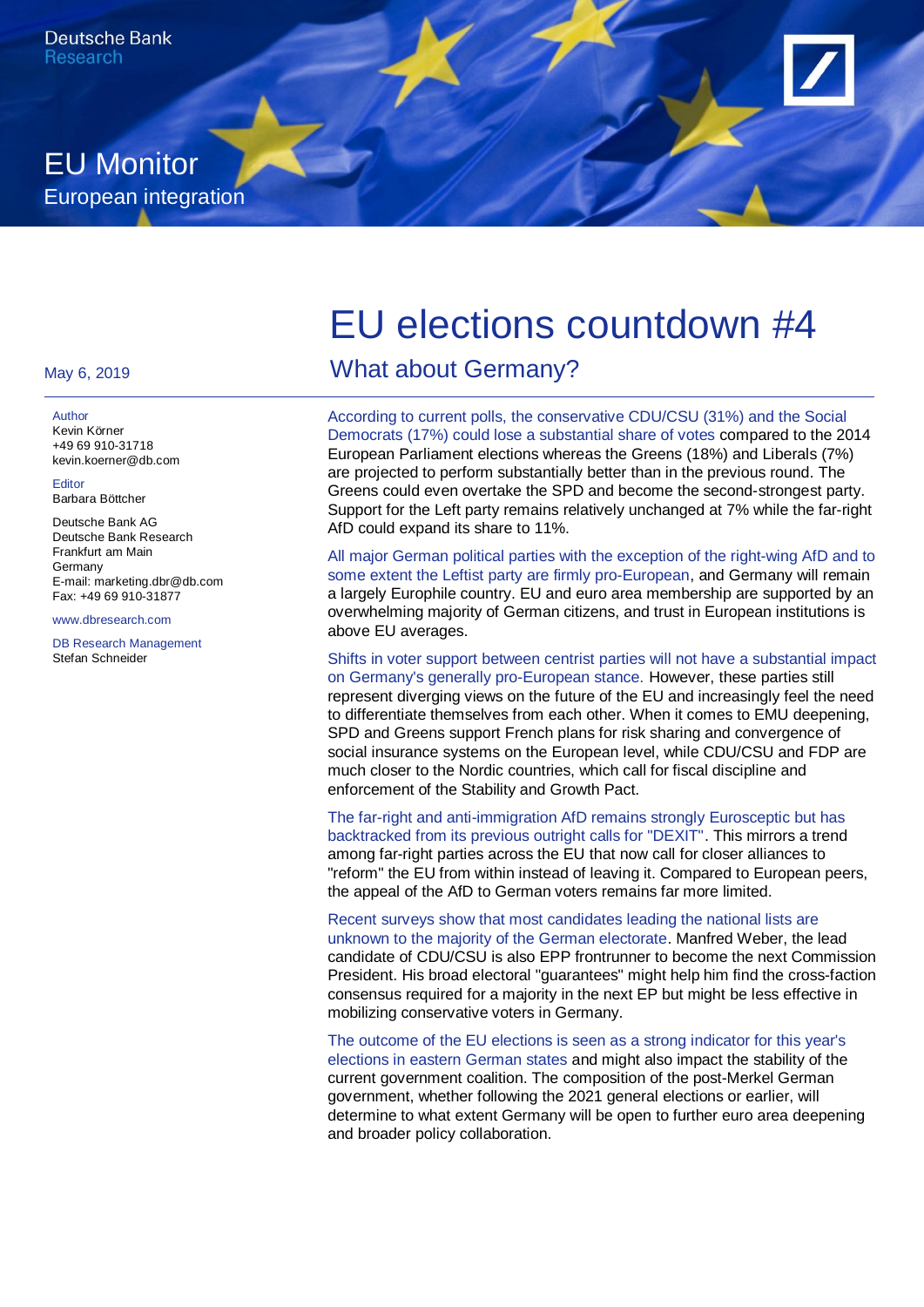Deutsche Bank
Research

EU Monitor
European integration

May 6, 2019

# EU elections countdown #4

## What about Germany?

Author
Kevin Körner
+49 69 910-31718
kevin.koerner@db.com

Editor
Barbara Böttcher

Deutsche Bank AG
Deutsche Bank Research
Frankfurt am Main
Germany
E-mail: marketing.dbr@db.com
Fax: +49 69 910-31877

www.dbresearch.com

DB Research Management
Stefan Schneider

**According to current polls, the conservative CDU/CSU (31%) and the Social Democrats (17%) could lose a substantial share of votes** compared to the 2014 European Parliament elections whereas the Greens (18%) and Liberals (7%) are projected to perform substantially better than in the previous round. The Greens could even overtake the SPD and become the second-strongest party. Support for the Left party remains relatively unchanged at 7% while the far-right AfD could expand its share to 11%.

**All major German political parties with the exception of the right-wing AfD and to some extent the Leftist party are firmly pro-European**, and Germany will remain a largely Europhile country. EU and euro area membership are supported by an overwhelming majority of German citizens, and trust in European institutions is above EU averages.

**Shifts in voter support between centrist parties will not have a substantial impact on Germany's generally pro-European stance.** However, these parties still represent diverging views on the future of the EU and increasingly feel the need to differentiate themselves from each other. When it comes to EMU deepening, SPD and Greens support French plans for risk sharing and convergence of social insurance systems on the European level, while CDU/CSU and FDP are much closer to the Nordic countries, which call for fiscal discipline and enforcement of the Stability and Growth Pact.

**The far-right and anti-immigration AfD remains strongly Eurosceptic but has backtracked from its previous outright calls for "DEXIT".** This mirrors a trend among far-right parties across the EU that now call for closer alliances to "reform" the EU from within instead of leaving it. Compared to European peers, the appeal of the AfD to German voters remains far more limited.

**Recent surveys show that most candidates leading the national lists are unknown to the majority of the German electorate.** Manfred Weber, the lead candidate of CDU/CSU is also EPP frontrunner to become the next Commission President. His broad electoral "guarantees" might help him find the cross-faction consensus required for a majority in the next EP but might be less effective in mobilizing conservative voters in Germany.

**The outcome of the EU elections is seen as a strong indicator for this year's elections in eastern German states** and might also impact the stability of the current government coalition. The composition of the post-Merkel German government, whether following the 2021 general elections or earlier, will determine to what extent Germany will be open to further euro area deepening and broader policy collaboration.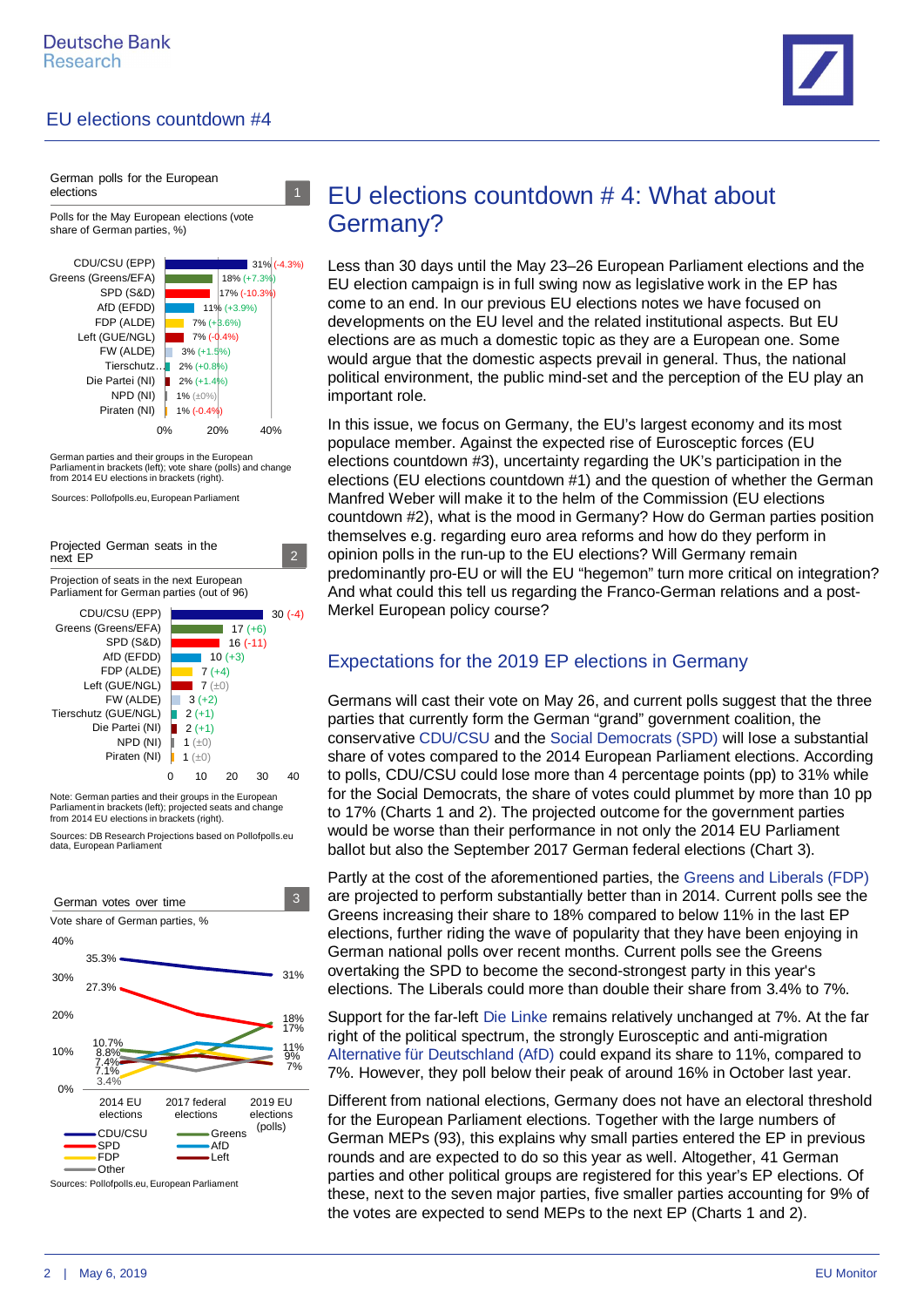# EU elections countdown # 4: What about Germany?

Less than 30 days until the May 23–26 European Parliament elections and the EU election campaign is in full swing now as legislative work in the EP has come to an end. In our previous EU elections notes we have focused on developments on the EU level and the related institutional aspects. But EU elections are as much a domestic topic as they are a European one. Some would argue that the domestic aspects prevail in general. Thus, the national political environment, the public mind-set and the perception of the EU play an important role.

In this issue, we focus on Germany, the EU's largest economy and its most populace member. Against the expected rise of Eurosceptic forces (EU elections countdown #3), uncertainty regarding the UK's participation in the elections (EU elections countdown #1) and the question of whether the German Manfred Weber will make it to the helm of the Commission (EU elections countdown #2), what is the mood in Germany? How do German parties position themselves e.g. regarding euro area reforms and how do they perform in opinion polls in the run-up to the EU elections? Will Germany remain predominantly pro-EU or will the EU "hegemon" turn more critical on integration? And what could this tell us regarding the Franco-German relations and a post-Merkel European policy course?

## Expectations for the 2019 EP elections in Germany

Germans will cast their vote on May 26, and current polls suggest that the three parties that currently form the German "grand" government coalition, the conservative CDU/CSU and the Social Democrats (SPD) will lose a substantial share of votes compared to the 2014 European Parliament elections. According to polls, CDU/CSU could lose more than 4 percentage points (pp) to 31% while for the Social Democrats, the share of votes could plummet by more than 10 pp to 17% (Charts 1 and 2). The projected outcome for the government parties would be worse than their performance in not only the 2014 EU Parliament ballot but also the September 2017 German federal elections (Chart 3).

Partly at the cost of the aforementioned parties, the Greens and Liberals (FDP) are projected to perform substantially better than in 2014. Current polls see the Greens increasing their share to 18% compared to below 11% in the last EP elections, further riding the wave of popularity that they have been enjoying in German national polls over recent months. Current polls see the Greens overtaking the SPD to become the second-strongest party in this year's elections. The Liberals could more than double their share from 3.4% to 7%.

Support for the far-left Die Linke remains relatively unchanged at 7%. At the far right of the political spectrum, the strongly Eurosceptic and anti-migration Alternative für Deutschland (AfD) could expand its share to 11%, compared to 7%. However, they poll below their peak of around 16% in October last year.

Different from national elections, Germany does not have an electoral threshold for the European Parliament elections. Together with the large numbers of German MEPs (93), this explains why small parties entered the EP in previous rounds and are expected to do so this year as well. Altogether, 41 German parties and other political groups are registered for this year's EP elections. Of these, next to the seven major parties, five smaller parties accounting for 9% of the votes are expected to send MEPs to the next EP (Charts 1 and 2).

**1 German polls for the European elections**

Polls for the May European elections (vote share of German parties, %)

| Party | Vote share (polls) | Change from 2014 |
|---|---|---|
| CDU/CSU (EPP) | 31% | (-4.3%) |
| Greens (Greens/EFA) | 18% | (+7.3%) |
| SPD (S&D) | 17% | (-10.3%) |
| AfD (EFDD) | 11% | (+3.9%) |
| FDP (ALDE) | 7% | (+3.6%) |
| Left (GUE/NGL) | 7% | (-0.4%) |
| FW (ALDE) | 3% | (+1.5%) |
| Tierschutz... | 2% | (+0.8%) |
| Die Partei (NI) | 2% | (+1.4%) |
| NPD (NI) | 1% | (±0%) |
| Piraten (NI) | 1% | (-0.4%) |

German parties and their groups in the European Parliament in brackets (left); vote share (polls) and change from 2014 EU elections in brackets (right).

Sources: Pollofpolls.eu, European Parliament

**2 Projected German seats in the next EP**

Projection of seats in the next European Parliament for German parties (out of 96)

| Party | Seats | Change from 2014 |
|---|---|---|
| CDU/CSU (EPP) | 30 | (-4) |
| Greens (Greens/EFA) | 17 | (+6) |
| SPD (S&D) | 16 | (-11) |
| AfD (EFDD) | 10 | (+3) |
| FDP (ALDE) | 7 | (+4) |
| Left (GUE/NGL) | 7 | (±0) |
| FW (ALDE) | 3 | (+2) |
| Tierschutz (GUE/NGL) | 2 | (+1) |
| Die Partei (NI) | 2 | (+1) |
| NPD (NI) | 1 | (±0) |
| Piraten (NI) | 1 | (±0) |

Note: German parties and their groups in the European Parliament in brackets (left); projected seats and change from 2014 EU elections in brackets (right).

Sources: DB Research Projections based on Pollofpolls.eu data, European Parliament

**3 German votes over time**

Vote share of German parties, %

| Party | 2014 EU elections | 2019 EU elections (polls) |
|---|---|---|
| CDU/CSU | 35.3% | 31% |
| SPD | 27.3% | 17% |
| Greens | 10.7% | 18% |
| AfD | 7.1% | 11% |
| Left | 7.4% | 7% |
| FDP | 3.4% | 7% |
| Other | 8.8% | 9% |

Sources: Pollofpolls.eu, European Parliament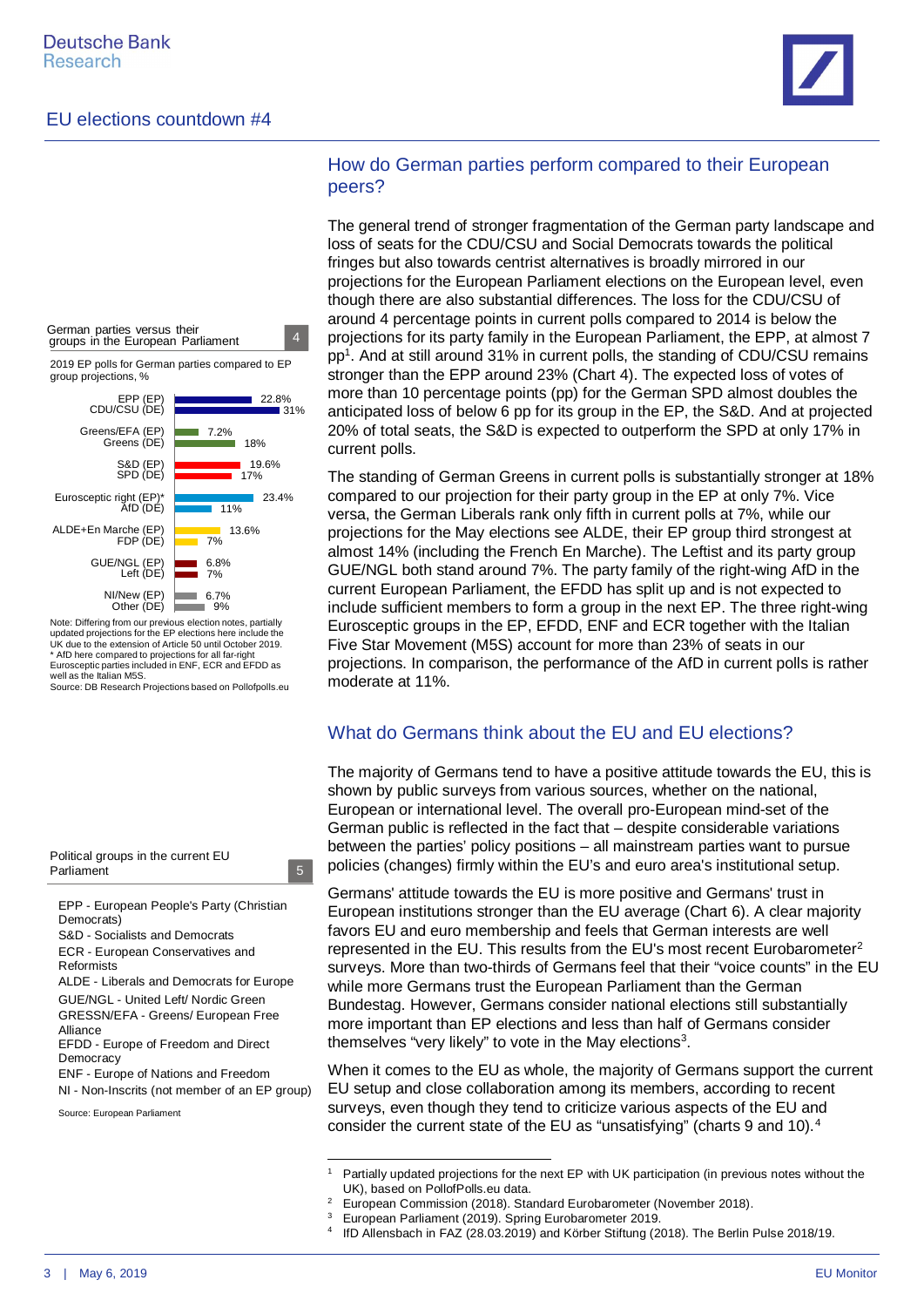## How do German parties perform compared to their European peers?

The general trend of stronger fragmentation of the German party landscape and loss of seats for the CDU/CSU and Social Democrats towards the political fringes but also towards centrist alternatives is broadly mirrored in our projections for the European Parliament elections on the European level, even though there are also substantial differences. The loss for the CDU/CSU of around 4 percentage points in current polls compared to 2014 is below the projections for its party family in the European Parliament, the EPP, at almost 7 pp[1]. And at still around 31% in current polls, the standing of CDU/CSU remains stronger than the EPP around 23% (Chart 4). The expected loss of votes of more than 10 percentage points (pp) for the German SPD almost doubles the anticipated loss of below 6 pp for its group in the EP, the S&D. And at projected 20% of total seats, the S&D is expected to outperform the SPD at only 17% in current polls.

The standing of German Greens in current polls is substantially stronger at 18% compared to our projection for their party group in the EP at only 7%. Vice versa, the German Liberals rank only fifth in current polls at 7%, while our projections for the May elections see ALDE, their EP group third strongest at almost 14% (including the French En Marche). The Leftist and its party group GUE/NGL both stand around 7%. The party family of the right-wing AfD in the current European Parliament, the EFDD has split up and is not expected to include sufficient members to form a group in the next EP. The three right-wing Eurosceptic groups in the EP, EFDD, ENF and ECR together with the Italian Five Star Movement (M5S) account for more than 23% of seats in our projections. In comparison, the performance of the AfD in current polls is rather moderate at 11%.

**German parties versus their groups in the European Parliament** (4)

2019 EP polls for German parties compared to EP group projections, %

| Party / Group | % |
|---|---|
| EPP (EP) | 22.8% |
| CDU/CSU (DE) | 31% |
| Greens/EFA (EP) | 7.2% |
| Greens (DE) | 18% |
| S&D (EP) | 19.6% |
| SPD (DE) | 17% |
| Eurosceptic right (EP)* | 23.4% |
| AfD (DE) | 11% |
| ALDE+En Marche (EP) | 13.6% |
| FDP (DE) | 7% |
| GUE/NGL (EP) | 6.8% |
| Left (DE) | 7% |
| NI/New (EP) | 6.7% |
| Other (DE) | 9% |

Note: Differing from our previous election notes, partially updated projections for the EP elections here include the UK due to the extension of Article 50 until October 2019.
* AfD here compared to projections for all far-right Eurosceptic parties included in ENF, ECR and EFDD as well as the Italian M5S.
Source: DB Research Projections based on Pollofpolls.eu

## What do Germans think about the EU and EU elections?

The majority of Germans tend to have a positive attitude towards the EU, this is shown by public surveys from various sources, whether on the national, European or international level. The overall pro-European mind-set of the German public is reflected in the fact that – despite considerable variations between the parties' policy positions – all mainstream parties want to pursue policies (changes) firmly within the EU's and euro area's institutional setup.

Germans' attitude towards the EU is more positive and Germans' trust in European institutions stronger than the EU average (Chart 6). A clear majority favors EU and euro membership and feels that German interests are well represented in the EU. This results from the EU's most recent Eurobarometer[2] surveys. More than two-thirds of Germans feel that their "voice counts" in the EU while more Germans trust the European Parliament than the German Bundestag. However, Germans consider national elections still substantially more important than EP elections and less than half of Germans consider themselves "very likely" to vote in the May elections[3].

When it comes to the EU as whole, the majority of Germans support the current EU setup and close collaboration among its members, according to recent surveys, even though they tend to criticize various aspects of the EU and consider the current state of the EU as "unsatisfying" (charts 9 and 10).[4]

**Political groups in the current EU Parliament** (5)

- EPP - European People's Party (Christian Democrats)
- S&D - Socialists and Democrats
- ECR - European Conservatives and Reformists
- ALDE - Liberals and Democrats for Europe
- GUE/NGL - United Left/ Nordic Green
- GRESSN/EFA - Greens/ European Free Alliance
- EFDD - Europe of Freedom and Direct Democracy
- ENF - Europe of Nations and Freedom
- NI - Non-Inscrits (not member of an EP group)

Source: European Parliament

---

[1] Partially updated projections for the next EP with UK participation (in previous notes without the UK), based on PollofPolls.eu data.
[2] European Commission (2018). Standard Eurobarometer (November 2018).
[3] European Parliament (2019). Spring Eurobarometer 2019.
[4] IfD Allensbach in FAZ (28.03.2019) and Körber Stiftung (2018). The Berlin Pulse 2018/19.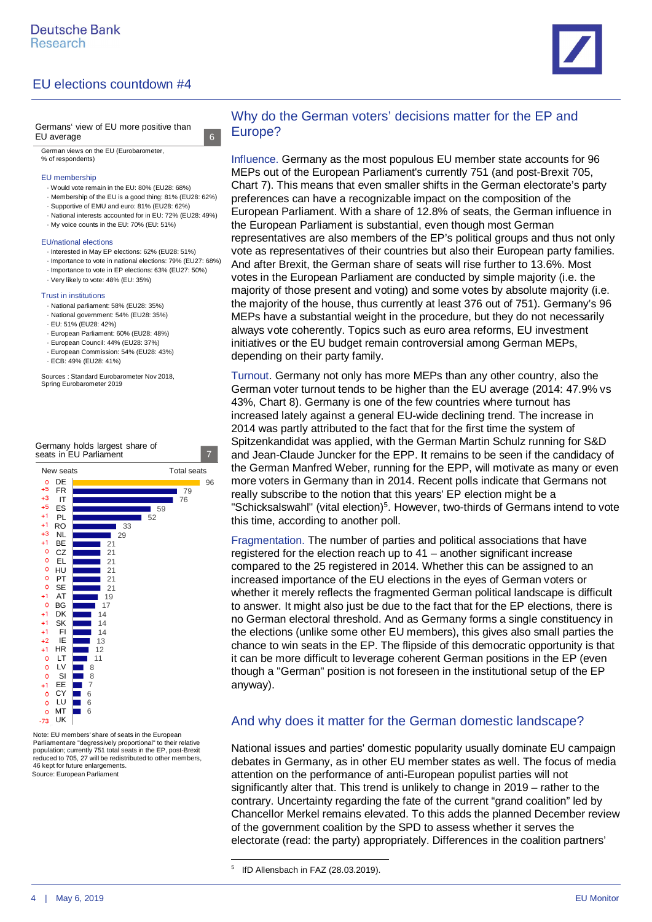## Why do the German voters' decisions matter for the EP and Europe?

Influence. Germany as the most populous EU member state accounts for 96 MEPs out of the European Parliament's currently 751 (and post-Brexit 705, Chart 7). This means that even smaller shifts in the German electorate's party preferences can have a recognizable impact on the composition of the European Parliament. With a share of 12.8% of seats, the German influence in the European Parliament is substantial, even though most German representatives are also members of the EP's political groups and thus not only vote as representatives of their countries but also their European party families. And after Brexit, the German share of seats will rise further to 13.6%. Most votes in the European Parliament are conducted by simple majority (i.e. the majority of those present and voting) and some votes by absolute majority (i.e. the majority of the house, thus currently at least 376 out of 751). Germany's 96 MEPs have a substantial weight in the procedure, but they do not necessarily always vote coherently. Topics such as euro area reforms, EU investment initiatives or the EU budget remain controversial among German MEPs, depending on their party family.

Turnout. Germany not only has more MEPs than any other country, also the German voter turnout tends to be higher than the EU average (2014: 47.9% vs 43%, Chart 8). Germany is one of the few countries where turnout has increased lately against a general EU-wide declining trend. The increase in 2014 was partly attributed to the fact that for the first time the system of Spitzenkandidat was applied, with the German Martin Schulz running for S&D and Jean-Claude Juncker for the EPP. It remains to be seen if the candidacy of the German Manfred Weber, running for the EPP, will motivate as many or even more voters in Germany than in 2014. Recent polls indicate that Germans not really subscribe to the notion that this years' EP election might be a "Schicksalswahl" (vital election)[5]. However, two-thirds of Germans intend to vote this time, according to another poll.

Fragmentation. The number of parties and political associations that have registered for the election reach up to 41 – another significant increase compared to the 25 registered in 2014. Whether this can be assigned to an increased importance of the EU elections in the eyes of German voters or whether it merely reflects the fragmented German political landscape is difficult to answer. It might also just be due to the fact that for the EP elections, there is no German electoral threshold. And as Germany forms a single constituency in the elections (unlike some other EU members), this gives also small parties the chance to win seats in the EP. The flipside of this democratic opportunity is that it can be more difficult to leverage coherent German positions in the EP (even though a "German" position is not foreseen in the institutional setup of the EP anyway).

## And why does it matter for the German domestic landscape?

National issues and parties' domestic popularity usually dominate EU campaign debates in Germany, as in other EU member states as well. The focus of media attention on the performance of anti-European populist parties will not significantly alter that. This trend is unlikely to change in 2019 – rather to the contrary. Uncertainty regarding the fate of the current "grand coalition" led by Chancellor Merkel remains elevated. To this adds the planned December review of the government coalition by the SPD to assess whether it serves the electorate (read: the party) appropriately. Differences in the coalition partners'

[5] IfD Allensbach in FAZ (28.03.2019).

**Germans' view of EU more positive than EU average** (Chart 6)

German views on the EU (Eurobarometer, % of respondents)

EU membership
- Would vote remain in the EU: 80% (EU28: 68%)
- Membership of the EU is a good thing: 81% (EU28: 62%)
- Supportive of EMU and euro: 81% (EU28: 62%)
- National interests accounted for in EU: 72% (EU28: 49%)
- My voice counts in the EU: 70% (EU: 51%)

EU/national elections
- Interested in May EP elections: 62% (EU28: 51%)
- Importance to vote in national elections: 79% (EU27: 68%)
- Importance to vote in EP elections: 63% (EU27: 50%)
- Very likely to vote: 48% (EU: 35%)

Trust in institutions
- National parliament: 58% (EU28: 35%)
- National government: 54% (EU28: 35%)
- EU: 51% (EU28: 42%)
- European Parliament: 60% (EU28: 48%)
- European Council: 44% (EU28: 37%)
- European Commission: 54% (EU28: 43%)
- ECB: 49% (EU28: 41%)

Sources : Standard Eurobarometer Nov 2018, Spring Eurobarometer 2019

**Germany holds largest share of seats in EU Parliament** (Chart 7)

| Country | New seats | Total seats |
|---|---|---|
| DE | 0 | 96 |
| FR | +5 | 79 |
| IT | +3 | 76 |
| ES | +5 | 59 |
| PL | +1 | 52 |
| RO | +1 | 33 |
| NL | +3 | 29 |
| BE | +1 | 21 |
| CZ | 0 | 21 |
| EL | 0 | 21 |
| HU | 0 | 21 |
| PT | 0 | 21 |
| SE | 0 | 21 |
| AT | +1 | 19 |
| BG | 0 | 17 |
| DK | +1 | 14 |
| SK | +1 | 14 |
| FI | +1 | 14 |
| IE | +2 | 13 |
| HR | +1 | 12 |
| LT | 0 | 11 |
| LV | 0 | 8 |
| SI | 0 | 8 |
| EE | +1 | 7 |
| CY | 0 | 6 |
| LU | 0 | 6 |
| MT | 0 | 6 |
| UK | -73 | |

Note: EU members' share of seats in the European Parliament are "degressively proportional" to their relative population; currently 751 total seats in the EP, post-Brexit reduced to 705, 27 will be redistributed to other members, 46 kept for future enlargements.
Source: European Parliament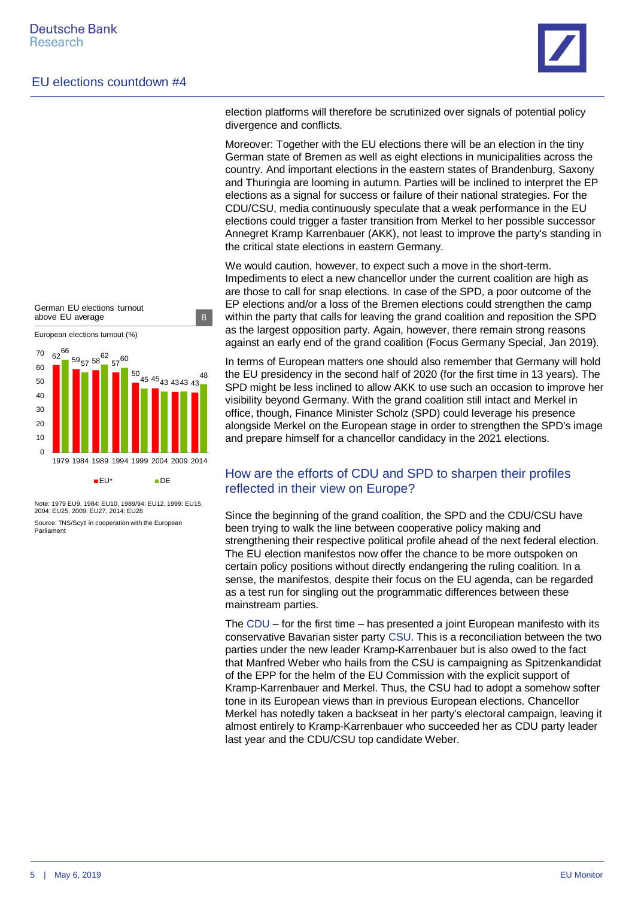election platforms will therefore be scrutinized over signals of potential policy divergence and conflicts.

Moreover: Together with the EU elections there will be an election in the tiny German state of Bremen as well as eight elections in municipalities across the country. And important elections in the eastern states of Brandenburg, Saxony and Thuringia are looming in autumn. Parties will be inclined to interpret the EP elections as a signal for success or failure of their national strategies. For the CDU/CSU, media continuously speculate that a weak performance in the EU elections could trigger a faster transition from Merkel to her possible successor Annegret Kramp Karrenbauer (AKK), not least to improve the party's standing in the critical state elections in eastern Germany.

We would caution, however, to expect such a move in the short-term. Impediments to elect a new chancellor under the current coalition are high as are those to call for snap elections. In case of the SPD, a poor outcome of the EP elections and/or a loss of the Bremen elections could strengthen the camp within the party that calls for leaving the grand coalition and reposition the SPD as the largest opposition party. Again, however, there remain strong reasons against an early end of the grand coalition (Focus Germany Special, Jan 2019).

In terms of European matters one should also remember that Germany will hold the EU presidency in the second half of 2020 (for the first time in 13 years). The SPD might be less inclined to allow AKK to use such an occasion to improve her visibility beyond Germany. With the grand coalition still intact and Merkel in office, though, Finance Minister Scholz (SPD) could leverage his presence alongside Merkel on the European stage in order to strengthen the SPD's image and prepare himself for a chancellor candidacy in the 2021 elections.

**German EU elections turnout above EU average** (8)

European elections turnout (%)

| | 1979 | 1984 | 1989 | 1994 | 1999 | 2004 | 2009 | 2014 |
|---|---|---|---|---|---|---|---|---|
| EU* | 62 | 59 | 58 | 57 | 50 | 45 | 43 | 43 |
| DE | 66 | 57 | 62 | 60 | 45 | 43 | 43 | 48 |

Note: 1979 EU9, 1984: EU10, 1989/94: EU12, 1999: EU15, 2004: EU25, 2009: EU27, 2014: EU28

Source: TNS/Scytl in cooperation with the European Parliament

## How are the efforts of CDU and SPD to sharpen their profiles reflected in their view on Europe?

Since the beginning of the grand coalition, the SPD and the CDU/CSU have been trying to walk the line between cooperative policy making and strengthening their respective political profile ahead of the next federal election. The EU election manifestos now offer the chance to be more outspoken on certain policy positions without directly endangering the ruling coalition. In a sense, the manifestos, despite their focus on the EU agenda, can be regarded as a test run for singling out the programmatic differences between these mainstream parties.

The CDU – for the first time – has presented a joint European manifesto with its conservative Bavarian sister party CSU. This is a reconciliation between the two parties under the new leader Kramp-Karrenbauer but is also owed to the fact that Manfred Weber who hails from the CSU is campaigning as Spitzenkandidat of the EPP for the helm of the EU Commission with the explicit support of Kramp-Karrenbauer and Merkel. Thus, the CSU had to adopt a somehow softer tone in its European views than in previous European elections. Chancellor Merkel has notedly taken a backseat in her party's electoral campaign, leaving it almost entirely to Kramp-Karrenbauer who succeeded her as CDU party leader last year and the CDU/CSU top candidate Weber.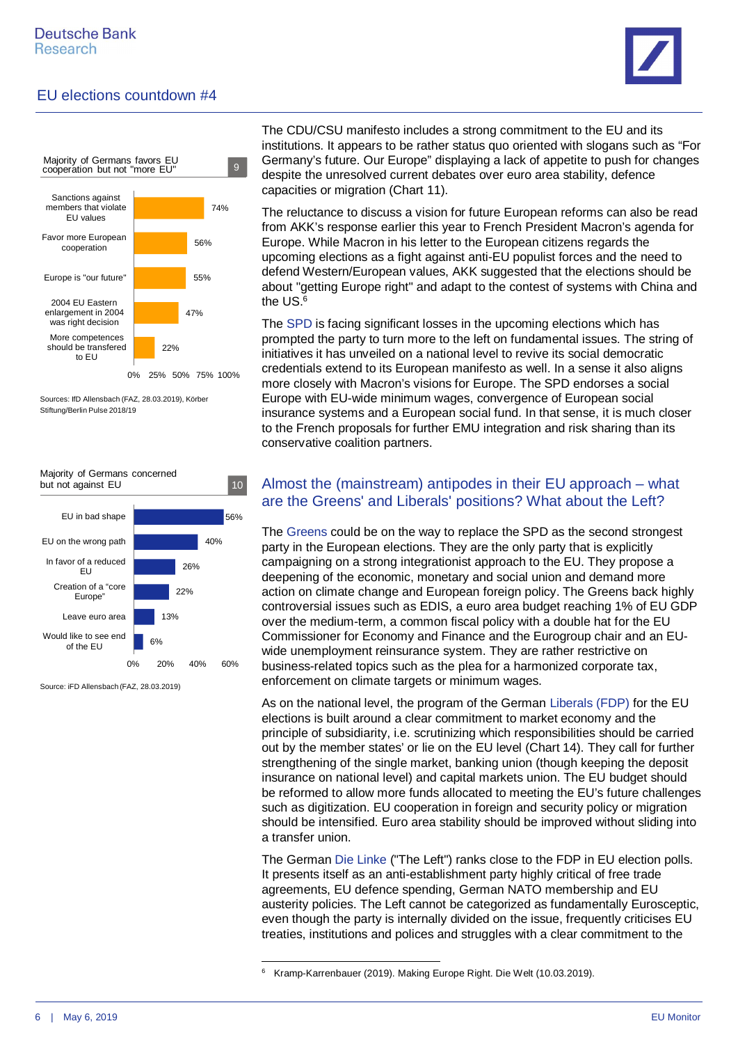Majority of Germans favors EU cooperation but not "more EU" — 9

| | |
|---|---|
| Sanctions against members that violate EU values | 74% |
| Favor more European cooperation | 56% |
| Europe is "our future" | 55% |
| 2004 EU Eastern enlargement in 2004 was right decision | 47% |
| More competences should be transfered to EU | 22% |

Sources: IfD Allensbach (FAZ, 28.03.2019), Körber Stiftung/Berlin Pulse 2018/19

Majority of Germans concerned but not against EU — 10

| | |
|---|---|
| EU in bad shape | 56% |
| EU on the wrong path | 40% |
| In favor of a reduced EU | 26% |
| Creation of a "core Europe" | 22% |
| Leave euro area | 13% |
| Would like to see end of the EU | 6% |

Source: iFD Allensbach (FAZ, 28.03.2019)

The CDU/CSU manifesto includes a strong commitment to the EU and its institutions. It appears to be rather status quo oriented with slogans such as "For Germany's future. Our Europe" displaying a lack of appetite to push for changes despite the unresolved current debates over euro area stability, defence capacities or migration (Chart 11).

The reluctance to discuss a vision for future European reforms can also be read from AKK's response earlier this year to French President Macron's agenda for Europe. While Macron in his letter to the European citizens regards the upcoming elections as a fight against anti-EU populist forces and the need to defend Western/European values, AKK suggested that the elections should be about "getting Europe right" and adapt to the contest of systems with China and the US.[6]

The SPD is facing significant losses in the upcoming elections which has prompted the party to turn more to the left on fundamental issues. The string of initiatives it has unveiled on a national level to revive its social democratic credentials extend to its European manifesto as well. In a sense it also aligns more closely with Macron's visions for Europe. The SPD endorses a social Europe with EU-wide minimum wages, convergence of European social insurance systems and a European social fund. In that sense, it is much closer to the French proposals for further EMU integration and risk sharing than its conservative coalition partners.

## Almost the (mainstream) antipodes in their EU approach – what are the Greens' and Liberals' positions? What about the Left?

The Greens could be on the way to replace the SPD as the second strongest party in the European elections. They are the only party that is explicitly campaigning on a strong integrationist approach to the EU. They propose a deepening of the economic, monetary and social union and demand more action on climate change and European foreign policy. The Greens back highly controversial issues such as EDIS, a euro area budget reaching 1% of EU GDP over the medium-term, a common fiscal policy with a double hat for the EU Commissioner for Economy and Finance and the Eurogroup chair and an EU-wide unemployment reinsurance system. They are rather restrictive on business-related topics such as the plea for a harmonized corporate tax, enforcement on climate targets or minimum wages.

As on the national level, the program of the German Liberals (FDP) for the EU elections is built around a clear commitment to market economy and the principle of subsidiarity, i.e. scrutinizing which responsibilities should be carried out by the member states' or lie on the EU level (Chart 14). They call for further strengthening of the single market, banking union (though keeping the deposit insurance on national level) and capital markets union. The EU budget should be reformed to allow more funds allocated to meeting the EU's future challenges such as digitization. EU cooperation in foreign and security policy or migration should be intensified. Euro area stability should be improved without sliding into a transfer union.

The German Die Linke ("The Left") ranks close to the FDP in EU election polls. It presents itself as an anti-establishment party highly critical of free trade agreements, EU defence spending, German NATO membership and EU austerity policies. The Left cannot be categorized as fundamentally Eurosceptic, even though the party is internally divided on the issue, frequently criticises EU treaties, institutions and polices and struggles with a clear commitment to the

[6] Kramp-Karrenbauer (2019). Making Europe Right. Die Welt (10.03.2019).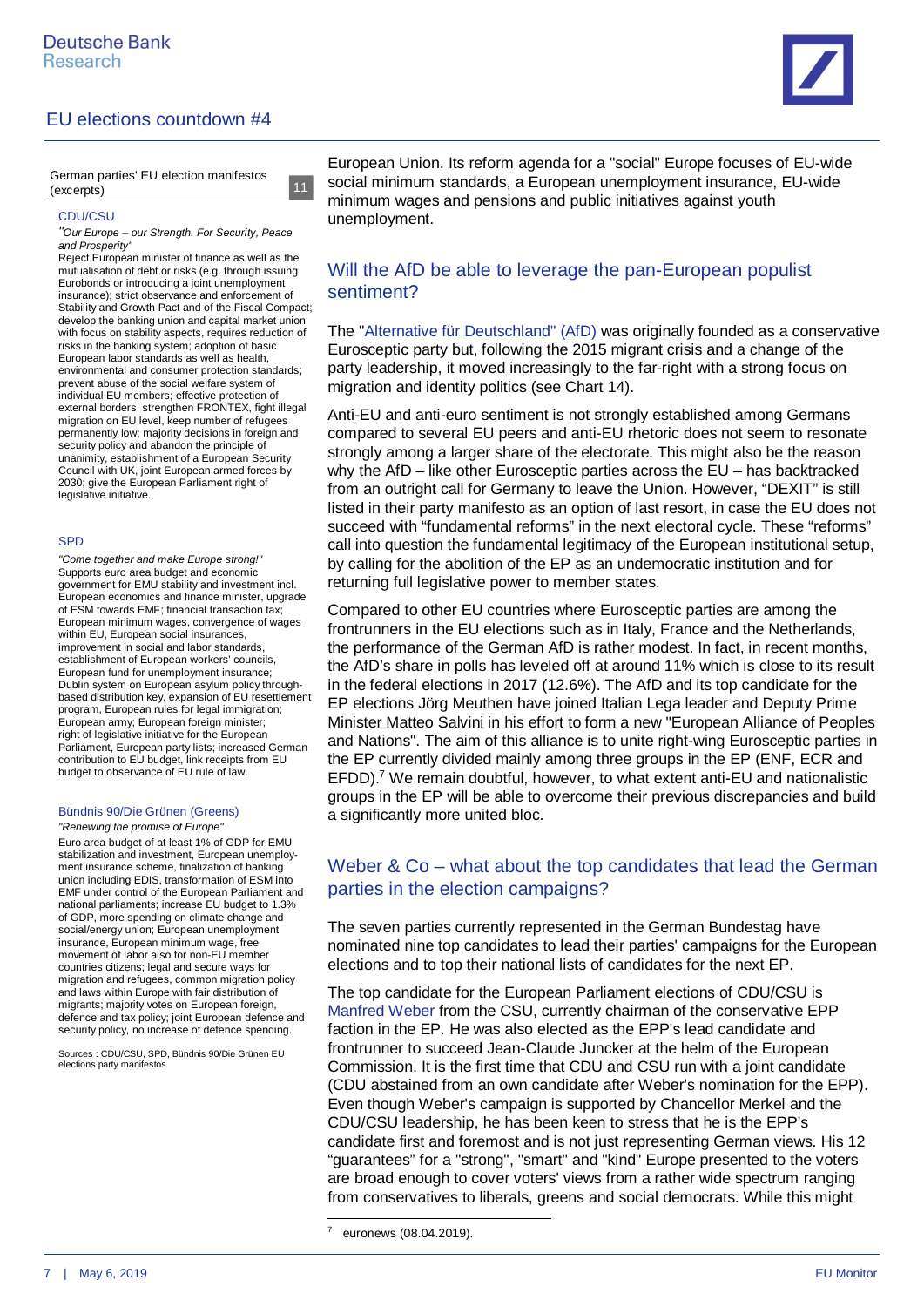German parties' EU election manifestos (excerpts) 11

CDU/CSU

*"Our Europe – our Strength. For Security, Peace and Prosperity"*

Reject European minister of finance as well as the mutualisation of debt or risks (e.g. through issuing Eurobonds or introducing a joint unemployment insurance); strict observance and enforcement of Stability and Growth Pact and of the Fiscal Compact; develop the banking union and capital market union with focus on stability aspects, requires reduction of risks in the banking system; adoption of basic European labor standards as well as health, environmental and consumer protection standards; prevent abuse of the social welfare system of individual EU members; effective protection of external borders, strengthen FRONTEX, fight illegal migration on EU level, keep number of refugees permanently low; majority decisions in foreign and security policy and abandon the principle of unanimity, establishment of a European Security Council with UK, joint European armed forces by 2030; give the European Parliament right of legislative initiative.

SPD

*"Come together and make Europe strong!"*

Supports euro area budget and economic government for EMU stability and investment incl. European economics and finance minister, upgrade of ESM towards EMF; financial transaction tax; European minimum wages, convergence of wages within EU, European social insurances, improvement in social and labor standards, establishment of European workers' councils, European fund for unemployment insurance; Dublin system on European asylum policy through-based distribution key, expansion of EU resettlement program, European rules for legal immigration; European army; European foreign minister; right of legislative initiative for the European Parliament, European party lists; increased German contribution to EU budget, link receipts from EU budget to observance of EU rule of law.

Bündnis 90/Die Grünen (Greens)

*"Renewing the promise of Europe"*

Euro area budget of at least 1% of GDP for EMU stabilization and investment, European unemployment insurance scheme, finalization of banking union including EDIS, transformation of ESM into EMF under control of the European Parliament and national parliaments; increase EU budget to 1.3% of GDP, more spending on climate change and social/energy union; European unemployment insurance, European minimum wage, free movement of labor also for non-EU member countries citizens; legal and secure ways for migration and refugees, common migration policy and laws within Europe with fair distribution of migrants; majority votes on European foreign, defence and tax policy; joint European defence and security policy, no increase of defence spending.

Sources : CDU/CSU, SPD, Bündnis 90/Die Grünen EU elections party manifestos

European Union. Its reform agenda for a "social" Europe focuses on EU-wide social minimum standards, a European unemployment insurance, EU-wide minimum wages and pensions and public initiatives against youth unemployment.

## Will the AfD be able to leverage the pan-European populist sentiment?

The "Alternative für Deutschland" (AfD) was originally founded as a conservative Eurosceptic party but, following the 2015 migrant crisis and a change of the party leadership, it moved increasingly to the far-right with a strong focus on migration and identity politics (see Chart 14).

Anti-EU and anti-euro sentiment is not strongly established among Germans compared to several EU peers and anti-EU rhetoric does not seem to resonate strongly among a larger share of the electorate. This might also be the reason why the AfD – like other Eurosceptic parties across the EU – has backtracked from an outright call for Germany to leave the Union. However, "DEXIT" is still listed in their party manifesto as an option of last resort, in case the EU does not succeed with "fundamental reforms" in the next electoral cycle. These "reforms" call into question the fundamental legitimacy of the European institutional setup, by calling for the abolition of the EP as an undemocratic institution and for returning full legislative power to member states.

Compared to other EU countries where Eurosceptic parties are among the frontrunners in the EU elections such as in Italy, France and the Netherlands, the performance of the German AfD is rather modest. In fact, in recent months, the AfD's share in polls has leveled off at around 11% which is close to its result in the federal elections in 2017 (12.6%). The AfD and its top candidate for the EP elections Jörg Meuthen have joined Italian Lega leader and Deputy Prime Minister Matteo Salvini in his effort to form a new "European Alliance of Peoples and Nations". The aim of this alliance is to unite right-wing Eurosceptic parties in the EP currently divided mainly among three groups in the EP (ENF, ECR and EFDD).[7] We remain doubtful, however, to what extent anti-EU and nationalistic groups in the EP will be able to overcome their previous discrepancies and build a significantly more united bloc.

## Weber & Co – what about the top candidates that lead the German parties in the election campaigns?

The seven parties currently represented in the German Bundestag have nominated nine top candidates to lead their parties' campaigns for the European elections and to top their national lists of candidates for the next EP.

The top candidate for the European Parliament elections of CDU/CSU is Manfred Weber from the CSU, currently chairman of the conservative EPP faction in the EP. He was also elected as the EPP's lead candidate and frontrunner to succeed Jean-Claude Juncker at the helm of the European Commission. It is the first time that CDU and CSU run with a joint candidate (CDU abstained from an own candidate after Weber's nomination for the EPP). Even though Weber's campaign is supported by Chancellor Merkel and the CDU/CSU leadership, he has been keen to stress that he is the EPP's candidate first and foremost and is not just representing German views. His 12 "guarantees" for a "strong", "smart" and "kind" Europe presented to the voters are broad enough to cover voters' views from a rather wide spectrum ranging from conservatives to liberals, greens and social democrats. While this might

[7] euronews (08.04.2019).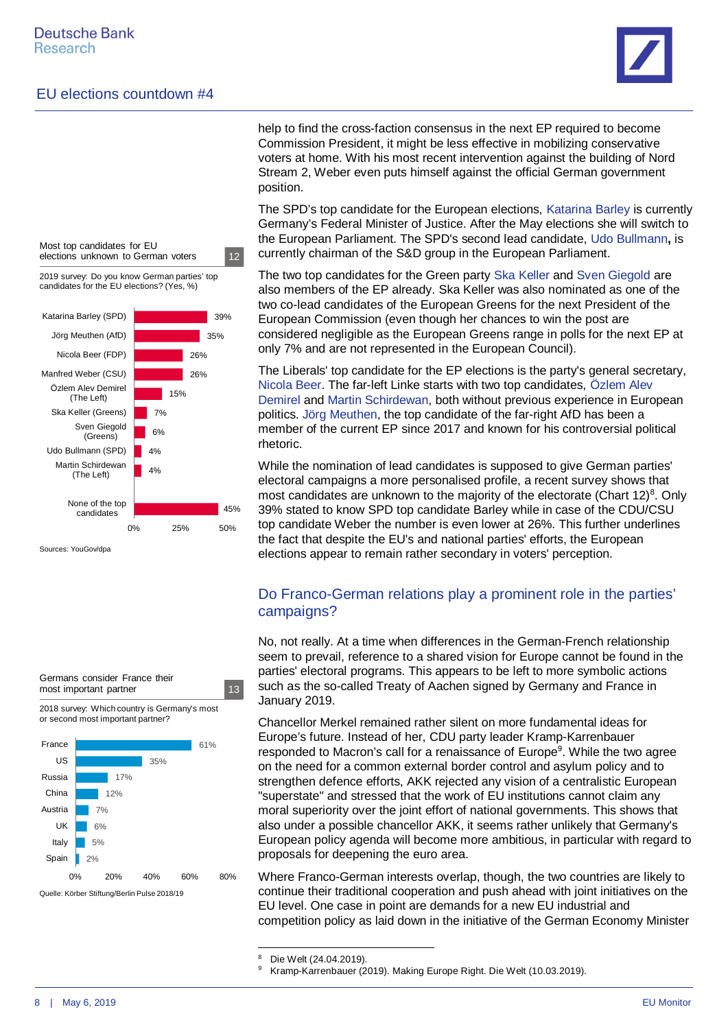help to find the cross-faction consensus in the next EP required to become Commission President, it might be less effective in mobilizing conservative voters at home. With his most recent intervention against the building of Nord Stream 2, Weber even puts himself against the official German government position.

The SPD's top candidate for the European elections, Katarina Barley is currently Germany's Federal Minister of Justice. After the May elections she will switch to the European Parliament. The SPD's second lead candidate, Udo Bullmann**,** is currently chairman of the S&D group in the European Parliament.

The two top candidates for the Green party Ska Keller and Sven Giegold are also members of the EP already. Ska Keller was also nominated as one of the two co-lead candidates of the European Greens for the next President of the European Commission (even though her chances to win the post are considered negligible as the European Greens range in polls for the next EP at only 7% and are not represented in the European Council).

The Liberals' top candidate for the EP elections is the party's general secretary, Nicola Beer. The far-left Linke starts with two top candidates, Özlem Alev Demirel and Martin Schirdewan, both without previous experience in European politics. Jörg Meuthen, the top candidate of the far-right AfD has been a member of the current EP since 2017 and known for his controversial political rhetoric.

While the nomination of lead candidates is supposed to give German parties' electoral campaigns a more personalised profile, a recent survey shows that most candidates are unknown to the majority of the electorate (Chart 12)[8]. Only 39% stated to know SPD top candidate Barley while in case of the CDU/CSU top candidate Weber the number is even lower at 26%. This further underlines the fact that despite the EU's and national parties' efforts, the European elections appear to remain rather secondary in voters' perception.

**Most top candidates for EU elections unknown to German voters** (Chart 12)

2019 survey: Do you know German parties' top candidates for the EU elections? (Yes, %)

| Candidate | % |
|---|---|
| Katarina Barley (SPD) | 39% |
| Jörg Meuthen (AfD) | 35% |
| Nicola Beer (FDP) | 26% |
| Manfred Weber (CSU) | 26% |
| Özlem Alev Demirel (The Left) | 15% |
| Ska Keller (Greens) | 7% |
| Sven Giegold (Greens) | 6% |
| Udo Bullmann (SPD) | 4% |
| Martin Schirdewan (The Left) | 4% |
| None of the top candidates | 45% |

Sources: YouGov/dpa

## Do Franco-German relations play a prominent role in the parties' campaigns?

No, not really. At a time when differences in the German-French relationship seem to prevail, reference to a shared vision for Europe cannot be found in the parties' electoral programs. This appears to be left to more symbolic actions such as the so-called Treaty of Aachen signed by Germany and France in January 2019.

Chancellor Merkel remained rather silent on more fundamental ideas for Europe's future. Instead of her, CDU party leader Kramp-Karrenbauer responded to Macron's call for a renaissance of Europe[9]. While the two agree on the need for a common external border control and asylum policy and to strengthen defence efforts, AKK rejected any vision of a centralistic European "superstate" and stressed that the work of EU institutions cannot claim any moral superiority over the joint effort of national governments. This shows that also under a possible chancellor AKK, it seems rather unlikely that Germany's European policy agenda will become more ambitious, in particular with regard to proposals for deepening the euro area.

Where Franco-German interests overlap, though, the two countries are likely to continue their traditional cooperation and push ahead with joint initiatives on the EU level. One case in point are demands for a new EU industrial and competition policy as laid down in the initiative of the German Economy Minister

**Germans consider France their most important partner** (Chart 13)

2018 survey: Which country is Germany's most or second most important partner?

| Country | % |
|---|---|
| France | 61% |
| US | 35% |
| Russia | 17% |
| China | 12% |
| Austria | 7% |
| UK | 6% |
| Italy | 5% |
| Spain | 2% |

Quelle: Körber Stiftung/Berlin Pulse 2018/19

[8] Die Welt (24.04.2019).

[9] Kramp-Karrenbauer (2019). Making Europe Right. Die Welt (10.03.2019).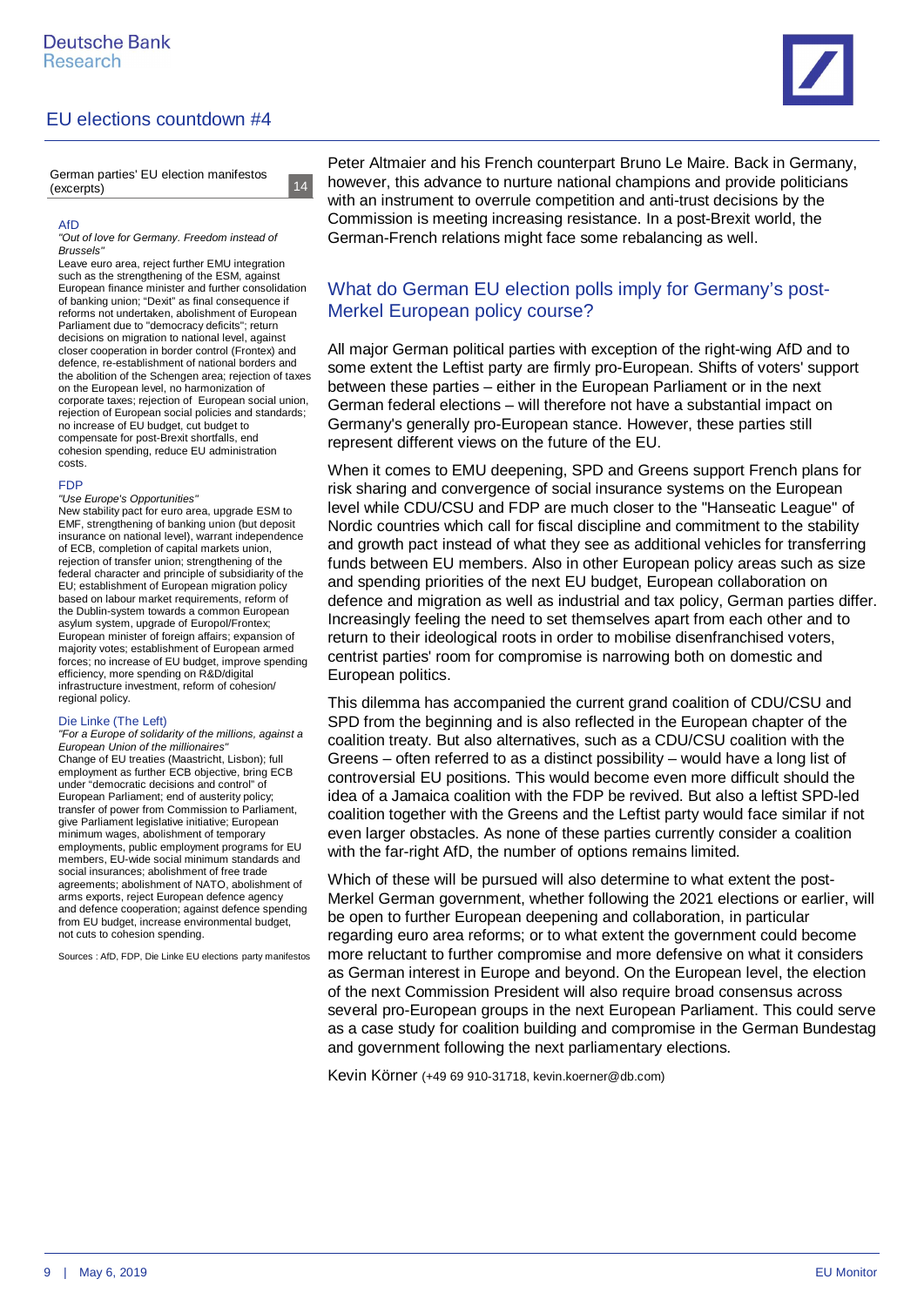German parties' EU election manifestos (excerpts) 14

**AfD**

*"Out of love for Germany. Freedom instead of Brussels"*

Leave euro area, reject further EMU integration such as the strengthening of the ESM, against European finance minister and further consolidation of banking union; "Dexit" as final consequence if reforms not undertaken, abolishment of European Parliament due to "democracy deficits"; return decisions on migration to national level, against closer cooperation in border control (Frontex) and defence, re-establishment of national borders and the abolition of the Schengen area; rejection of taxes on the European level, no harmonization of corporate taxes; rejection of European social union, rejection of European social policies and standards; no increase of EU budget, cut budget to compensate for post-Brexit shortfalls, end cohesion spending, reduce EU administration costs.

**FDP**

*"Use Europe's Opportunities"*

New stability pact for euro area, upgrade ESM to EMF, strengthening of banking union (but deposit insurance on national level), warrant independence of ECB, completion of capital markets union, rejection of transfer union; strengthening of the federal character and principle of subsidiarity of the EU; establishment of European migration policy based on labour market requirements, reform of the Dublin-system towards a common European asylum system, upgrade of Europol/Frontex; European minister of foreign affairs; expansion of majority votes; establishment of European armed forces; no increase of EU budget, improve spending efficiency, more spending on R&D/digital infrastructure investment, reform of cohesion/ regional policy.

**Die Linke (The Left)**

*"For a Europe of solidarity of the millions, against a European Union of the millionaires"*

Change of EU treaties (Maastricht, Lisbon); full employment as further ECB objective, bring ECB under "democratic decisions and control" of European Parliament; end of austerity policy; transfer of power from Commission to Parliament, give Parliament legislative initiative; European minimum wages, abolishment of temporary employments, public employment programs for EU members, EU-wide social minimum standards and social insurances; abolishment of free trade agreements; abolishment of NATO, abolishment of arms exports, reject European defence agency and defence cooperation; against defence spending from EU budget, increase environmental budget, not cuts to cohesion spending.

Sources : AfD, FDP, Die Linke EU elections party manifestos

Peter Altmaier and his French counterpart Bruno Le Maire. Back in Germany, however, this advance to nurture national champions and provide politicians with an instrument to overrule competition and anti-trust decisions by the Commission is meeting increasing resistance. In a post-Brexit world, the German-French relations might face some rebalancing as well.

## What do German EU election polls imply for Germany's post-Merkel European policy course?

All major German political parties with exception of the right-wing AfD and to some extent the Leftist party are firmly pro-European. Shifts of voters' support between these parties – either in the European Parliament or in the next German federal elections – will therefore not have a substantial impact on Germany's generally pro-European stance. However, these parties still represent different views on the future of the EU.

When it comes to EMU deepening, SPD and Greens support French plans for risk sharing and convergence of social insurance systems on the European level while CDU/CSU and FDP are much closer to the "Hanseatic League" of Nordic countries which call for fiscal discipline and commitment to the stability and growth pact instead of what they see as additional vehicles for transferring funds between EU members. Also in other European policy areas such as size and spending priorities of the next EU budget, European collaboration on defence and migration as well as industrial and tax policy, German parties differ. Increasingly feeling the need to set themselves apart from each other and to return to their ideological roots in order to mobilise disenfranchised voters, centrist parties' room for compromise is narrowing both on domestic and European politics.

This dilemma has accompanied the current grand coalition of CDU/CSU and SPD from the beginning and is also reflected in the European chapter of the coalition treaty. But also alternatives, such as a CDU/CSU coalition with the Greens – often referred to as a distinct possibility – would have a long list of controversial EU positions. This would become even more difficult should the idea of a Jamaica coalition with the FDP be revived. But also a leftist SPD-led coalition together with the Greens and the Leftist party would face similar if not even larger obstacles. As none of these parties currently consider a coalition with the far-right AfD, the number of options remains limited.

Which of these will be pursued will also determine to what extent the post-Merkel German government, whether following the 2021 elections or earlier, will be open to further European deepening and collaboration, in particular regarding euro area reforms; or to what extent the government could become more reluctant to further compromise and more defensive on what it considers as German interest in Europe and beyond. On the European level, the election of the next Commission President will also require broad consensus across several pro-European groups in the next European Parliament. This could serve as a case study for coalition building and compromise in the German Bundestag and government following the next parliamentary elections.

Kevin Körner (+49 69 910-31718, kevin.koerner@db.com)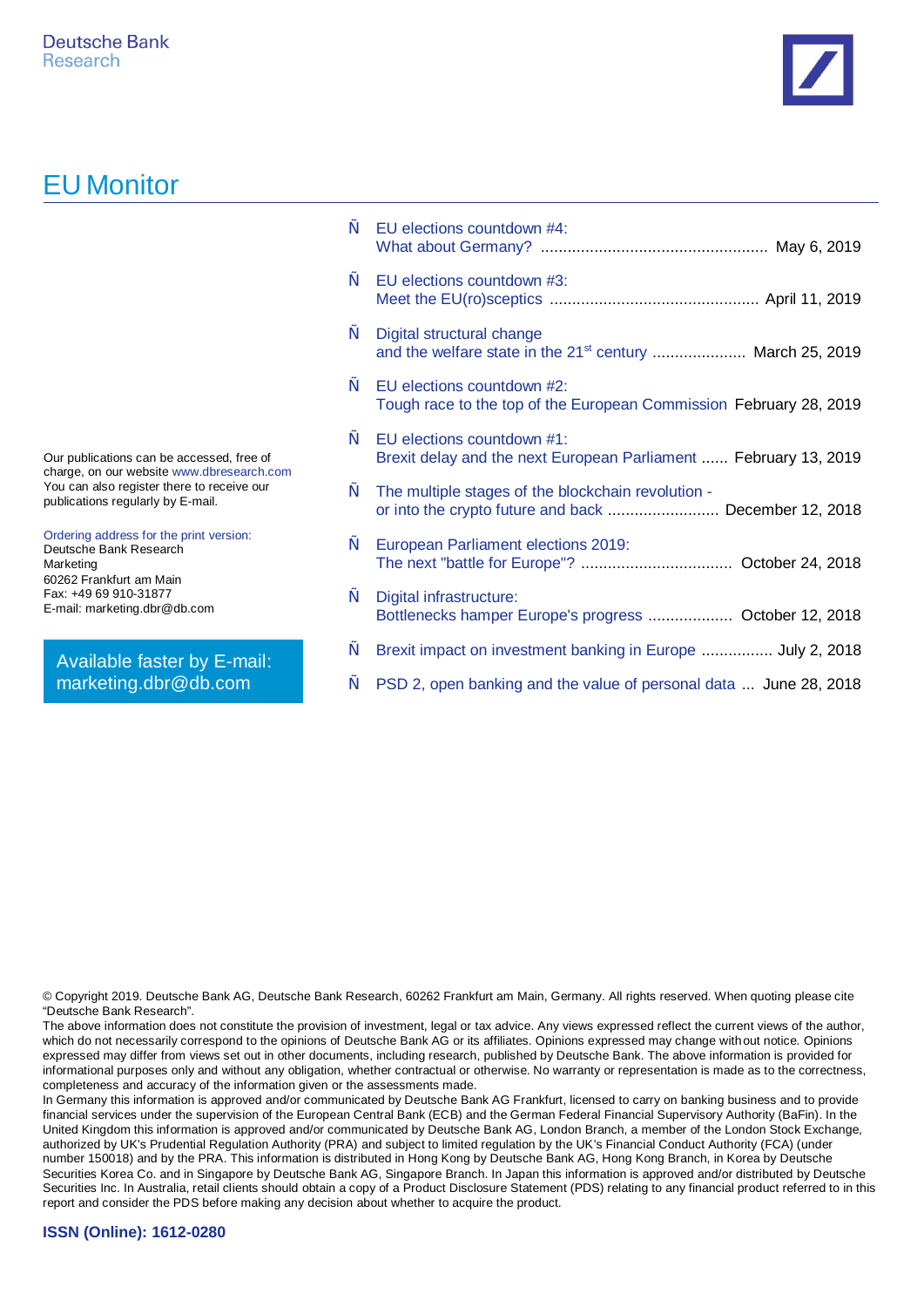Deutsche Bank
Research

# EU Monitor

- EU elections countdown #4:
  What about Germany? .................................................. May 6, 2019
- EU elections countdown #3:
  Meet the EU(ro)sceptics .............................................. April 11, 2019
- Digital structural change
  and the welfare state in the 21st century ..................... March 25, 2019
- EU elections countdown #2:
  Tough race to the top of the European Commission February 28, 2019
- EU elections countdown #1:
  Brexit delay and the next European Parliament ...... February 13, 2019
- The multiple stages of the blockchain revolution -
  or into the crypto future and back ......................... December 12, 2018
- European Parliament elections 2019:
  The next "battle for Europe"? ................................. October 24, 2018
- Digital infrastructure:
  Bottlenecks hamper Europe's progress ................... October 12, 2018
- Brexit impact on investment banking in Europe ................ July 2, 2018
- PSD 2, open banking and the value of personal data ... June 28, 2018

Our publications can be accessed, free of charge, on our website www.dbresearch.com
You can also register there to receive our publications regularly by E-mail.

Ordering address for the print version:
Deutsche Bank Research
Marketing
60262 Frankfurt am Main
Fax: +49 69 910-31877
E-mail: marketing.dbr@db.com

Available faster by E-mail:
marketing.dbr@db.com

© Copyright 2019. Deutsche Bank AG, Deutsche Bank Research, 60262 Frankfurt am Main, Germany. All rights reserved. When quoting please cite "Deutsche Bank Research".
The above information does not constitute the provision of investment, legal or tax advice. Any views expressed reflect the current views of the author, which do not necessarily correspond to the opinions of Deutsche Bank AG or its affiliates. Opinions expressed may change without notice. Opinions expressed may differ from views set out in other documents, including research, published by Deutsche Bank. The above information is provided for informational purposes only and without any obligation, whether contractual or otherwise. No warranty or representation is made as to the correctness, completeness and accuracy of the information given or the assessments made.
In Germany this information is approved and/or communicated by Deutsche Bank AG Frankfurt, licensed to carry on banking business and to provide financial services under the supervision of the European Central Bank (ECB) and the German Federal Financial Supervisory Authority (BaFin). In the United Kingdom this information is approved and/or communicated by Deutsche Bank AG, London Branch, a member of the London Stock Exchange, authorized by UK's Prudential Regulation Authority (PRA) and subject to limited regulation by the UK's Financial Conduct Authority (FCA) (under number 150018) and by the PRA. This information is distributed in Hong Kong by Deutsche Bank AG, Hong Kong Branch, in Korea by Deutsche Securities Korea Co. and in Singapore by Deutsche Bank AG, Singapore Branch. In Japan this information is approved and/or distributed by Deutsche Securities Inc. In Australia, retail clients should obtain a copy of a Product Disclosure Statement (PDS) relating to any financial product referred to in this report and consider the PDS before making any decision about whether to acquire the product.

**ISSN (Online): 1612-0280**